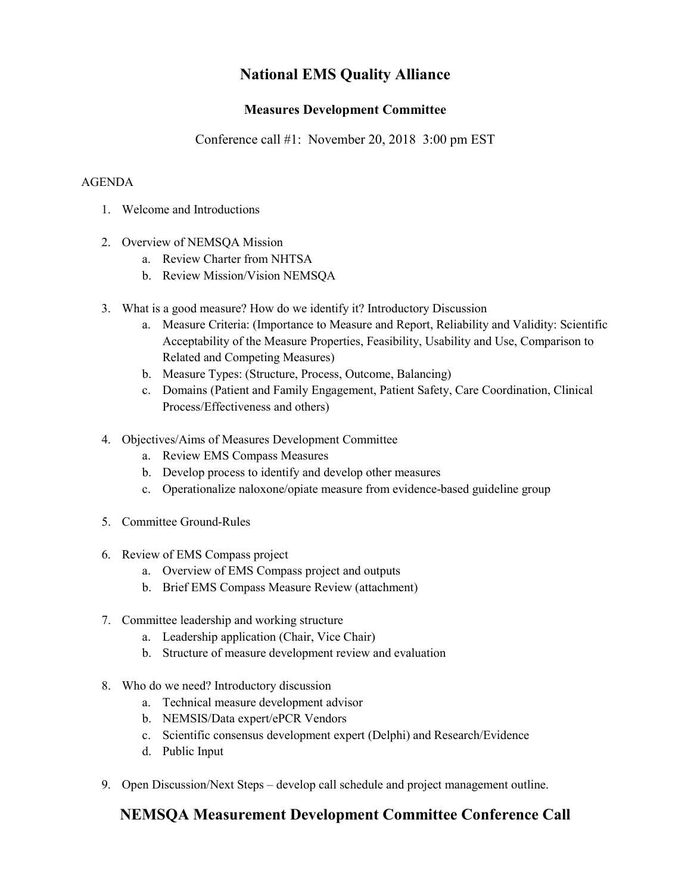# National EMS Quality Alliance

## Measures Development Committee

Conference call #1: November 20, 2018 3:00 pm EST

AGENDA

1. Welcome and Introductions

2. Overview of NEMSQA Mission
   a. Review Charter from NHTSA
   b. Review Mission/Vision NEMSQA

3. What is a good measure? How do we identify it? Introductory Discussion
   a. Measure Criteria: (Importance to Measure and Report, Reliability and Validity: Scientific Acceptability of the Measure Properties, Feasibility, Usability and Use, Comparison to Related and Competing Measures)
   b. Measure Types: (Structure, Process, Outcome, Balancing)
   c. Domains (Patient and Family Engagement, Patient Safety, Care Coordination, Clinical Process/Effectiveness and others)

4. Objectives/Aims of Measures Development Committee
   a. Review EMS Compass Measures
   b. Develop process to identify and develop other measures
   c. Operationalize naloxone/opiate measure from evidence-based guideline group

5. Committee Ground-Rules

6. Review of EMS Compass project
   a. Overview of EMS Compass project and outputs
   b. Brief EMS Compass Measure Review (attachment)

7. Committee leadership and working structure
   a. Leadership application (Chair, Vice Chair)
   b. Structure of measure development review and evaluation

8. Who do we need? Introductory discussion
   a. Technical measure development advisor
   b. NEMSIS/Data expert/ePCR Vendors
   c. Scientific consensus development expert (Delphi) and Research/Evidence
   d. Public Input

9. Open Discussion/Next Steps – develop call schedule and project management outline.

## NEMSQA Measurement Development Committee Conference Call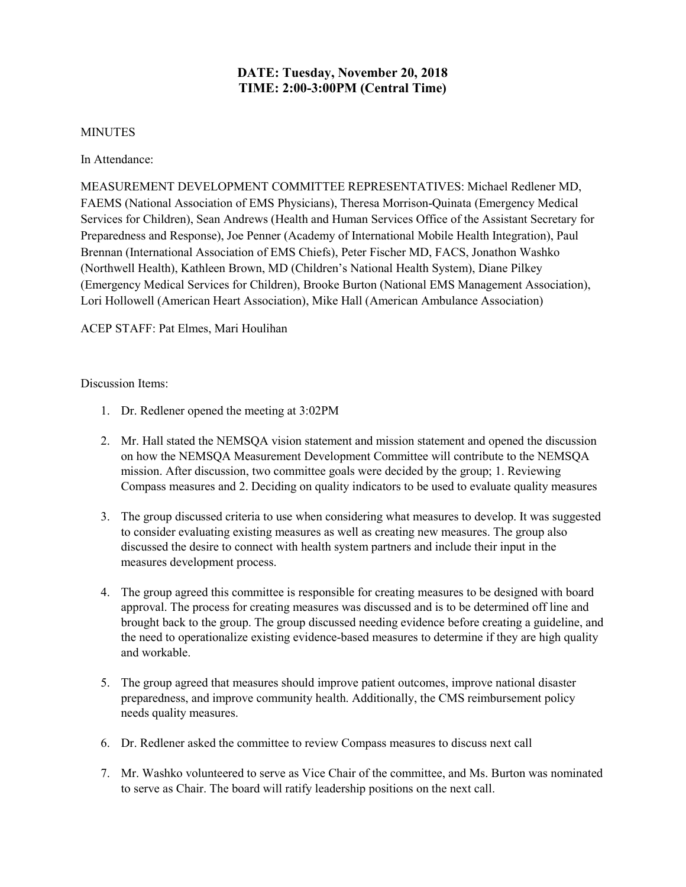**DATE: Tuesday, November 20, 2018**
**TIME: 2:00-3:00PM (Central Time)**

MINUTES

In Attendance:

MEASUREMENT DEVELOPMENT COMMITTEE REPRESENTATIVES: Michael Redlener MD, FAEMS (National Association of EMS Physicians), Theresa Morrison-Quinata (Emergency Medical Services for Children), Sean Andrews (Health and Human Services Office of the Assistant Secretary for Preparedness and Response), Joe Penner (Academy of International Mobile Health Integration), Paul Brennan (International Association of EMS Chiefs), Peter Fischer MD, FACS, Jonathon Washko (Northwell Health), Kathleen Brown, MD (Children's National Health System), Diane Pilkey (Emergency Medical Services for Children), Brooke Burton (National EMS Management Association), Lori Hollowell (American Heart Association), Mike Hall (American Ambulance Association)

ACEP STAFF: Pat Elmes, Mari Houlihan

Discussion Items:

1. Dr. Redlener opened the meeting at 3:02PM
2. Mr. Hall stated the NEMSQA vision statement and mission statement and opened the discussion on how the NEMSQA Measurement Development Committee will contribute to the NEMSQA mission. After discussion, two committee goals were decided by the group; 1. Reviewing Compass measures and 2. Deciding on quality indicators to be used to evaluate quality measures
3. The group discussed criteria to use when considering what measures to develop. It was suggested to consider evaluating existing measures as well as creating new measures. The group also discussed the desire to connect with health system partners and include their input in the measures development process.
4. The group agreed this committee is responsible for creating measures to be designed with board approval. The process for creating measures was discussed and is to be determined off line and brought back to the group. The group discussed needing evidence before creating a guideline, and the need to operationalize existing evidence-based measures to determine if they are high quality and workable.
5. The group agreed that measures should improve patient outcomes, improve national disaster preparedness, and improve community health. Additionally, the CMS reimbursement policy needs quality measures.
6. Dr. Redlener asked the committee to review Compass measures to discuss next call
7. Mr. Washko volunteered to serve as Vice Chair of the committee, and Ms. Burton was nominated to serve as Chair. The board will ratify leadership positions on the next call.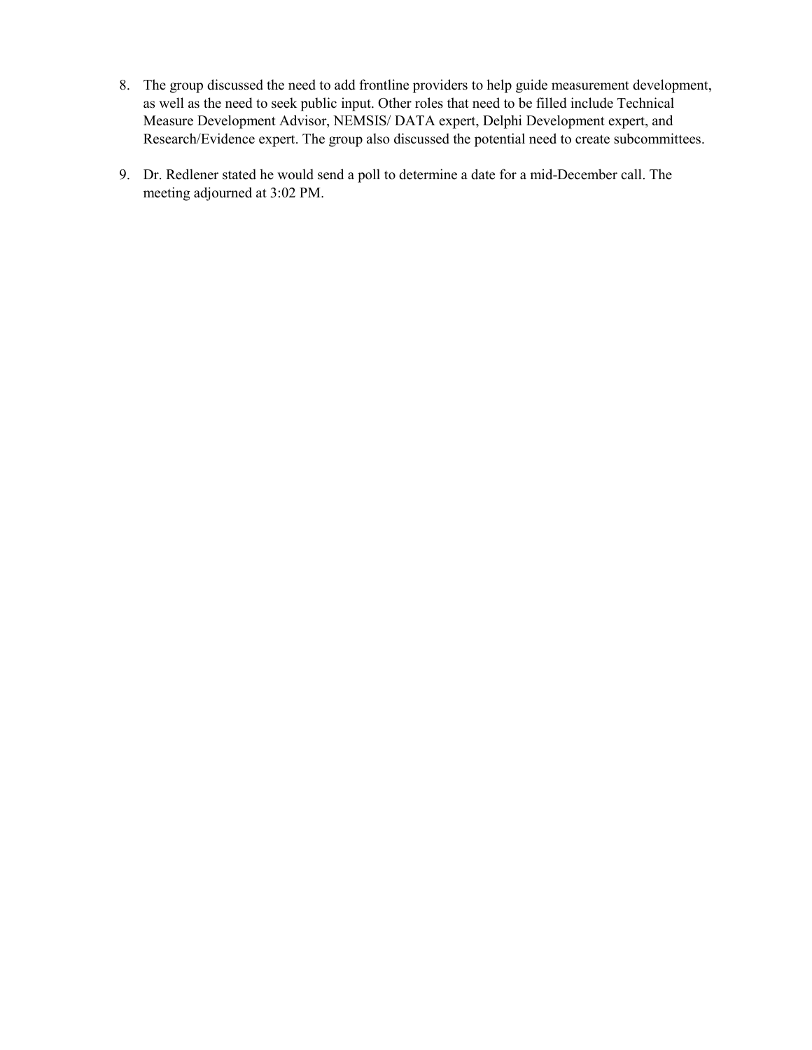8. The group discussed the need to add frontline providers to help guide measurement development, as well as the need to seek public input. Other roles that need to be filled include Technical Measure Development Advisor, NEMSIS/ DATA expert, Delphi Development expert, and Research/Evidence expert. The group also discussed the potential need to create subcommittees.

9. Dr. Redlener stated he would send a poll to determine a date for a mid-December call. The meeting adjourned at 3:02 PM.